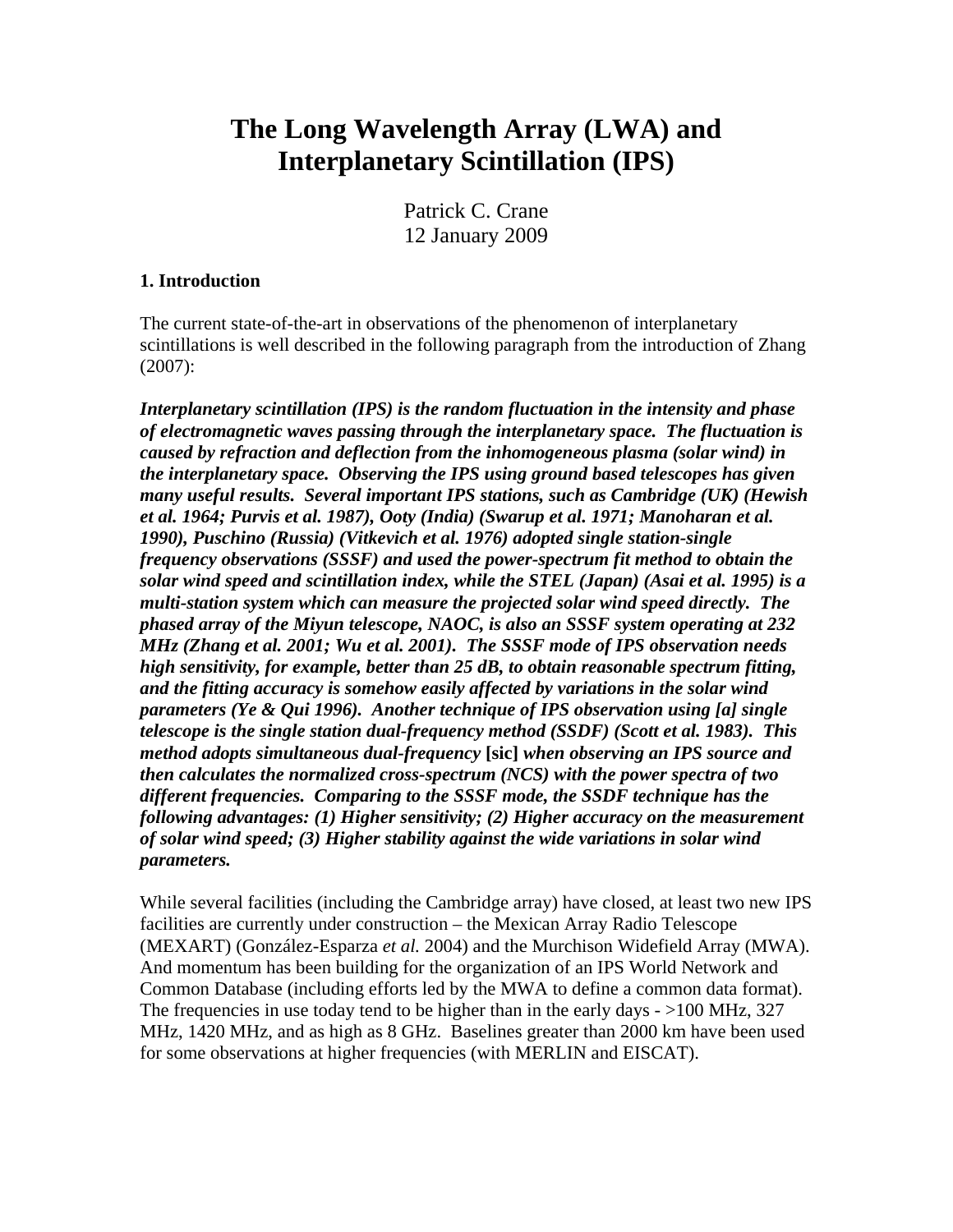# The Long Wavelength Array (LWA) and Interplanetary Scintillation (IPS)

Patrick C. Crane
12 January 2009

### 1. Introduction

The current state-of-the-art in observations of the phenomenon of interplanetary scintillations is well described in the following paragraph from the introduction of Zhang (2007):

***Interplanetary scintillation (IPS) is the random fluctuation in the intensity and phase of electromagnetic waves passing through the interplanetary space. The fluctuation is caused by refraction and deflection from the inhomogeneous plasma (solar wind) in the interplanetary space. Observing the IPS using ground based telescopes has given many useful results. Several important IPS stations, such as Cambridge (UK) (Hewish et al. 1964; Purvis et al. 1987), Ooty (India) (Swarup et al. 1971; Manoharan et al. 1990), Puschino (Russia) (Vitkevich et al. 1976) adopted single station-single frequency observations (SSSF) and used the power-spectrum fit method to obtain the solar wind speed and scintillation index, while the STEL (Japan) (Asai et al. 1995) is a multi-station system which can measure the projected solar wind speed directly. The phased array of the Miyun telescope, NAOC, is also an SSSF system operating at 232 MHz (Zhang et al. 2001; Wu et al. 2001). The SSSF mode of IPS observation needs high sensitivity, for example, better than 25 dB, to obtain reasonable spectrum fitting, and the fitting accuracy is somehow easily affected by variations in the solar wind parameters (Ye & Qui 1996). Another technique of IPS observation using [a] single telescope is the single station dual-frequency method (SSDF) (Scott et al. 1983). This method adopts simultaneous dual-frequency*** **[sic]** ***when observing an IPS source and then calculates the normalized cross-spectrum (NCS) with the power spectra of two different frequencies. Comparing to the SSSF mode, the SSDF technique has the following advantages: (1) Higher sensitivity; (2) Higher accuracy on the measurement of solar wind speed; (3) Higher stability against the wide variations in solar wind parameters.***

While several facilities (including the Cambridge array) have closed, at least two new IPS facilities are currently under construction – the Mexican Array Radio Telescope (MEXART) (González-Esparza *et al.* 2004) and the Murchison Widefield Array (MWA). And momentum has been building for the organization of an IPS World Network and Common Database (including efforts led by the MWA to define a common data format). The frequencies in use today tend to be higher than in the early days - >100 MHz, 327 MHz, 1420 MHz, and as high as 8 GHz. Baselines greater than 2000 km have been used for some observations at higher frequencies (with MERLIN and EISCAT).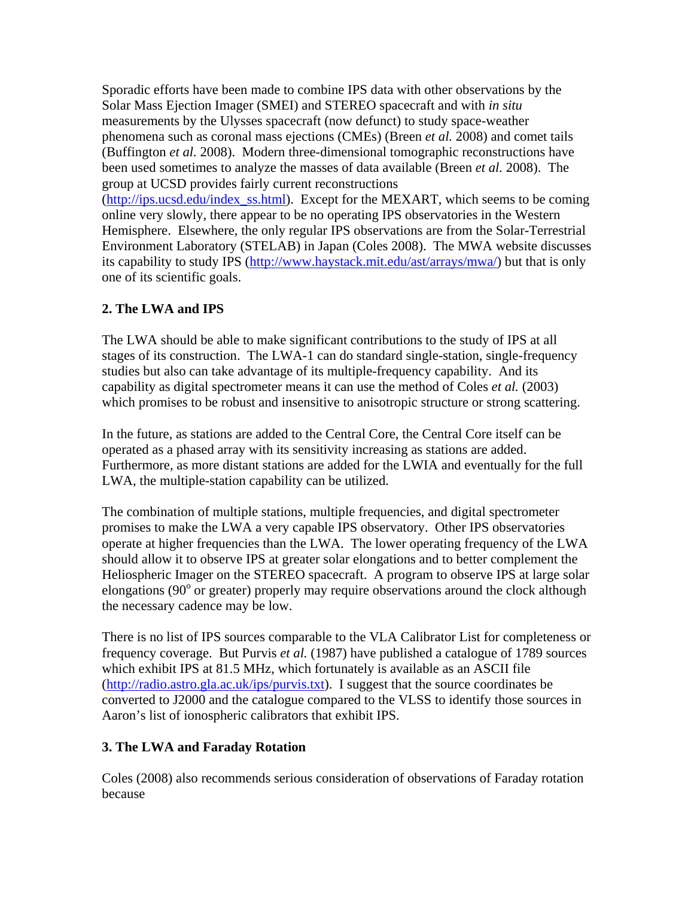Sporadic efforts have been made to combine IPS data with other observations by the Solar Mass Ejection Imager (SMEI) and STEREO spacecraft and with *in situ* measurements by the Ulysses spacecraft (now defunct) to study space-weather phenomena such as coronal mass ejections (CMEs) (Breen *et al.* 2008) and comet tails (Buffington *et al.* 2008). Modern three-dimensional tomographic reconstructions have been used sometimes to analyze the masses of data available (Breen *et al.* 2008). The group at UCSD provides fairly current reconstructions (http://ips.ucsd.edu/index_ss.html). Except for the MEXART, which seems to be coming online very slowly, there appear to be no operating IPS observatories in the Western Hemisphere. Elsewhere, the only regular IPS observations are from the Solar-Terrestrial Environment Laboratory (STELAB) in Japan (Coles 2008). The MWA website discusses its capability to study IPS (http://www.haystack.mit.edu/ast/arrays/mwa/) but that is only one of its scientific goals.

## 2. The LWA and IPS

The LWA should be able to make significant contributions to the study of IPS at all stages of its construction. The LWA-1 can do standard single-station, single-frequency studies but also can take advantage of its multiple-frequency capability. And its capability as digital spectrometer means it can use the method of Coles *et al.* (2003) which promises to be robust and insensitive to anisotropic structure or strong scattering.

In the future, as stations are added to the Central Core, the Central Core itself can be operated as a phased array with its sensitivity increasing as stations are added. Furthermore, as more distant stations are added for the LWIA and eventually for the full LWA, the multiple-station capability can be utilized.

The combination of multiple stations, multiple frequencies, and digital spectrometer promises to make the LWA a very capable IPS observatory. Other IPS observatories operate at higher frequencies than the LWA. The lower operating frequency of the LWA should allow it to observe IPS at greater solar elongations and to better complement the Heliospheric Imager on the STEREO spacecraft. A program to observe IPS at large solar elongations ($90^{o}$ or greater) properly may require observations around the clock although the necessary cadence may be low.

There is no list of IPS sources comparable to the VLA Calibrator List for completeness or frequency coverage. But Purvis *et al.* (1987) have published a catalogue of 1789 sources which exhibit IPS at 81.5 MHz, which fortunately is available as an ASCII file (http://radio.astro.gla.ac.uk/ips/purvis.txt). I suggest that the source coordinates be converted to J2000 and the catalogue compared to the VLSS to identify those sources in Aaron's list of ionospheric calibrators that exhibit IPS.

## 3. The LWA and Faraday Rotation

Coles (2008) also recommends serious consideration of observations of Faraday rotation because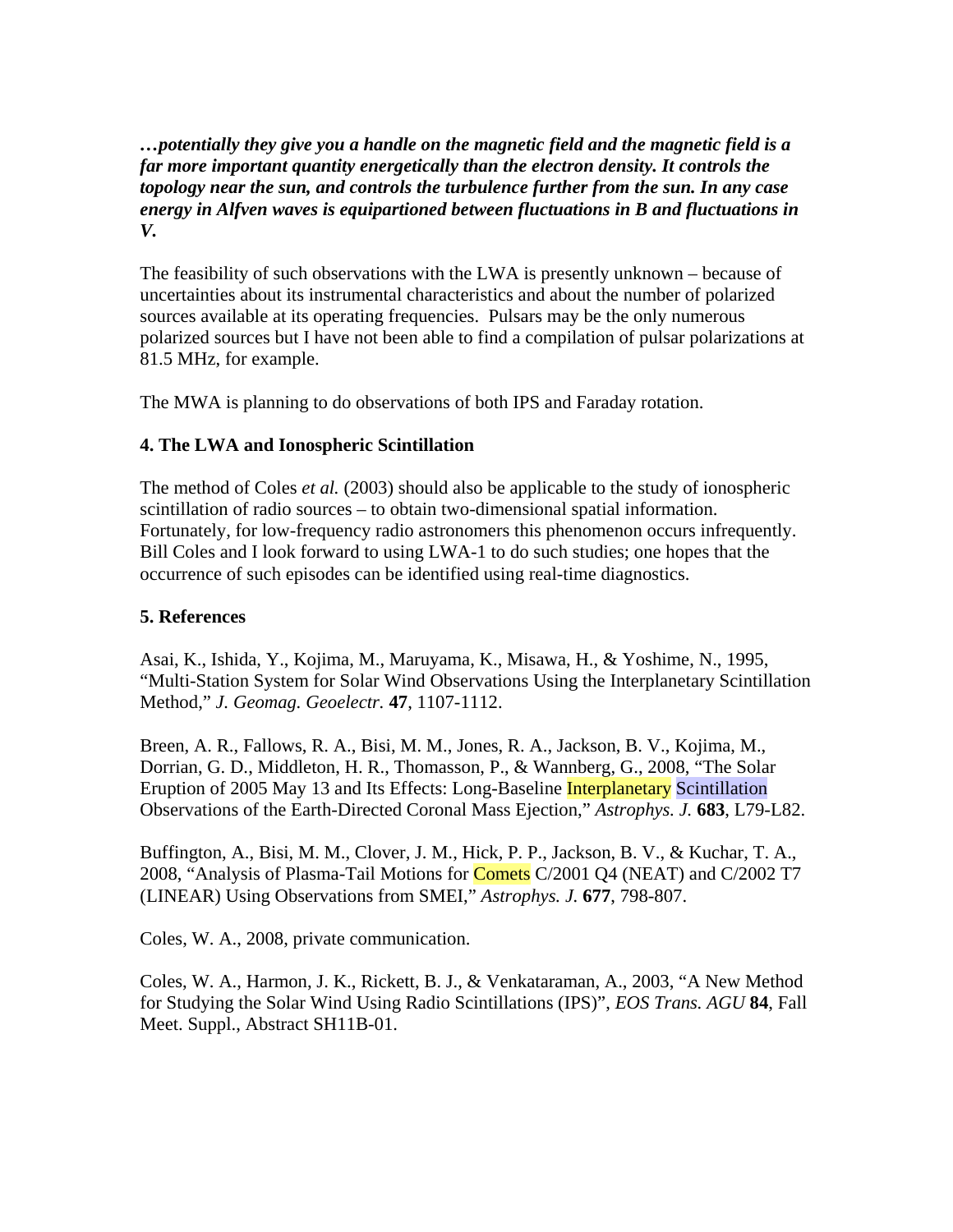***…potentially they give you a handle on the magnetic field and the magnetic field is a far more important quantity energetically than the electron density. It controls the topology near the sun, and controls the turbulence further from the sun. In any case energy in Alfven waves is equipartioned between fluctuations in B and fluctuations in V.***

The feasibility of such observations with the LWA is presently unknown – because of uncertainties about its instrumental characteristics and about the number of polarized sources available at its operating frequencies. Pulsars may be the only numerous polarized sources but I have not been able to find a compilation of pulsar polarizations at 81.5 MHz, for example.

The MWA is planning to do observations of both IPS and Faraday rotation.

## 4. The LWA and Ionospheric Scintillation

The method of Coles *et al.* (2003) should also be applicable to the study of ionospheric scintillation of radio sources – to obtain two-dimensional spatial information. Fortunately, for low-frequency radio astronomers this phenomenon occurs infrequently. Bill Coles and I look forward to using LWA-1 to do such studies; one hopes that the occurrence of such episodes can be identified using real-time diagnostics.

## 5. References

Asai, K., Ishida, Y., Kojima, M., Maruyama, K., Misawa, H., & Yoshime, N., 1995, "Multi-Station System for Solar Wind Observations Using the Interplanetary Scintillation Method," *J. Geomag. Geoelectr.* **47**, 1107-1112.

Breen, A. R., Fallows, R. A., Bisi, M. M., Jones, R. A., Jackson, B. V., Kojima, M., Dorrian, G. D., Middleton, H. R., Thomasson, P., & Wannberg, G., 2008, "The Solar Eruption of 2005 May 13 and Its Effects: Long-Baseline Interplanetary Scintillation Observations of the Earth-Directed Coronal Mass Ejection," *Astrophys. J.* **683**, L79-L82.

Buffington, A., Bisi, M. M., Clover, J. M., Hick, P. P., Jackson, B. V., & Kuchar, T. A., 2008, "Analysis of Plasma-Tail Motions for Comets C/2001 Q4 (NEAT) and C/2002 T7 (LINEAR) Using Observations from SMEI," *Astrophys. J.* **677**, 798-807.

Coles, W. A., 2008, private communication.

Coles, W. A., Harmon, J. K., Rickett, B. J., & Venkataraman, A., 2003, "A New Method for Studying the Solar Wind Using Radio Scintillations (IPS)", *EOS Trans. AGU* **84**, Fall Meet. Suppl., Abstract SH11B-01.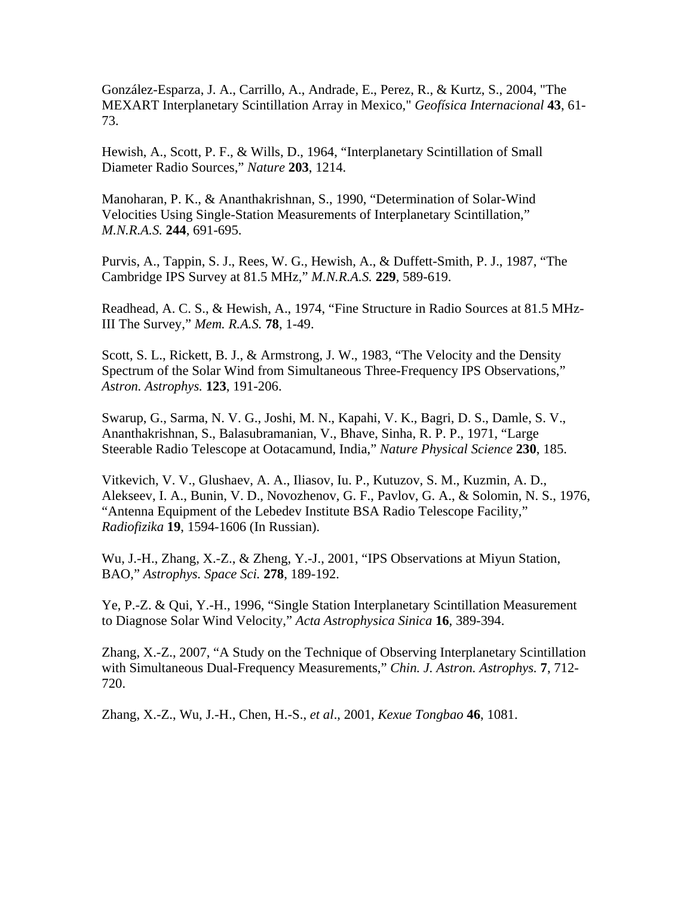González-Esparza, J. A., Carrillo, A., Andrade, E., Perez, R., & Kurtz, S., 2004, "The MEXART Interplanetary Scintillation Array in Mexico," *Geofísica Internacional* **43**, 61-73.

Hewish, A., Scott, P. F., & Wills, D., 1964, "Interplanetary Scintillation of Small Diameter Radio Sources," *Nature* **203**, 1214.

Manoharan, P. K., & Ananthakrishnan, S., 1990, "Determination of Solar-Wind Velocities Using Single-Station Measurements of Interplanetary Scintillation," *M.N.R.A.S.* **244**, 691-695.

Purvis, A., Tappin, S. J., Rees, W. G., Hewish, A., & Duffett-Smith, P. J., 1987, "The Cambridge IPS Survey at 81.5 MHz," *M.N.R.A.S.* **229**, 589-619.

Readhead, A. C. S., & Hewish, A., 1974, "Fine Structure in Radio Sources at 81.5 MHz-III The Survey," *Mem. R.A.S.* **78**, 1-49.

Scott, S. L., Rickett, B. J., & Armstrong, J. W., 1983, "The Velocity and the Density Spectrum of the Solar Wind from Simultaneous Three-Frequency IPS Observations," *Astron. Astrophys.* **123**, 191-206.

Swarup, G., Sarma, N. V. G., Joshi, M. N., Kapahi, V. K., Bagri, D. S., Damle, S. V., Ananthakrishnan, S., Balasubramanian, V., Bhave, Sinha, R. P. P., 1971, "Large Steerable Radio Telescope at Ootacamund, India," *Nature Physical Science* **230**, 185.

Vitkevich, V. V., Glushaev, A. A., Iliasov, Iu. P., Kutuzov, S. M., Kuzmin, A. D., Alekseev, I. A., Bunin, V. D., Novozhenov, G. F., Pavlov, G. A., & Solomin, N. S., 1976, "Antenna Equipment of the Lebedev Institute BSA Radio Telescope Facility," *Radiofizika* **19**, 1594-1606 (In Russian).

Wu, J.-H., Zhang, X.-Z., & Zheng, Y.-J., 2001, "IPS Observations at Miyun Station, BAO," *Astrophys. Space Sci.* **278**, 189-192.

Ye, P.-Z. & Qui, Y.-H., 1996, "Single Station Interplanetary Scintillation Measurement to Diagnose Solar Wind Velocity," *Acta Astrophysica Sinica* **16**, 389-394.

Zhang, X.-Z., 2007, "A Study on the Technique of Observing Interplanetary Scintillation with Simultaneous Dual-Frequency Measurements," *Chin. J. Astron. Astrophys.* **7**, 712-720.

Zhang, X.-Z., Wu, J.-H., Chen, H.-S., *et al*., 2001, *Kexue Tongbao* **46**, 1081.